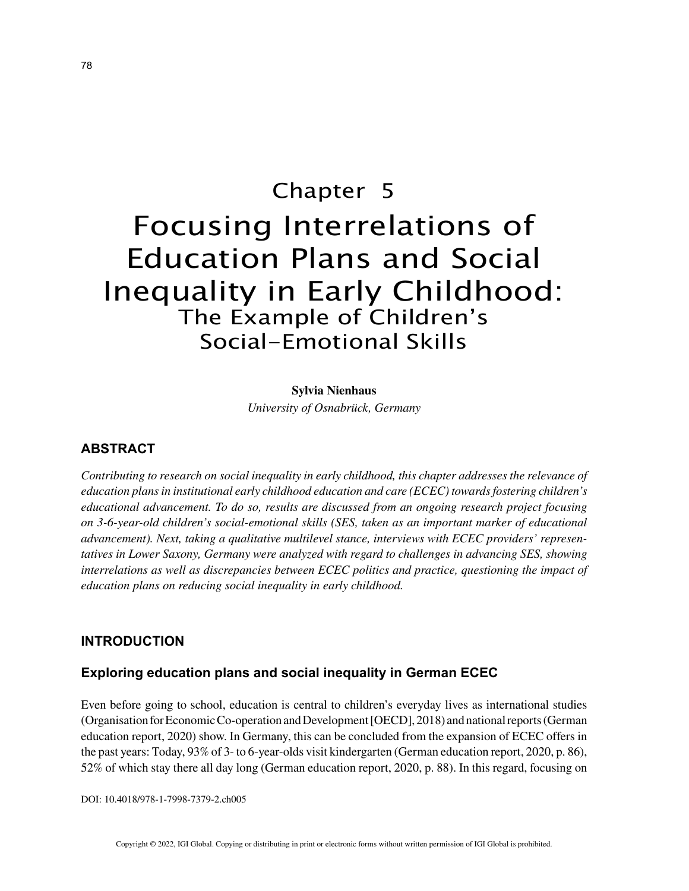# Chapter 5

# Focusing Interrelations of Education Plans and Social Inequality in Early Childhood:

## The Example of Children's Social-Emotional Skills

**Sylvia Nienhaus**

*University of Osnabrück, Germany*

## ABSTRACT

*Contributing to research on social inequality in early childhood, this chapter addresses the relevance of education plans in institutional early childhood education and care (ECEC) towards fostering children's educational advancement. To do so, results are discussed from an ongoing research project focusing on 3-6-year-old children's social-emotional skills (SES, taken as an important marker of educational advancement). Next, taking a qualitative multilevel stance, interviews with ECEC providers' representatives in Lower Saxony, Germany were analyzed with regard to challenges in advancing SES, showing interrelations as well as discrepancies between ECEC politics and practice, questioning the impact of education plans on reducing social inequality in early childhood.*

## INTRODUCTION

### Exploring education plans and social inequality in German ECEC

Even before going to school, education is central to children's everyday lives as international studies (Organisation for Economic Co-operation and Development [OECD], 2018) and national reports (German education report, 2020) show. In Germany, this can be concluded from the expansion of ECEC offers in the past years: Today, 93% of 3- to 6-year-olds visit kindergarten (German education report, 2020, p. 86), 52% of which stay there all day long (German education report, 2020, p. 88). In this regard, focusing on

DOI: 10.4018/978-1-7998-7379-2.ch005

Copyright © 2022, IGI Global. Copying or distributing in print or electronic forms without written permission of IGI Global is prohibited.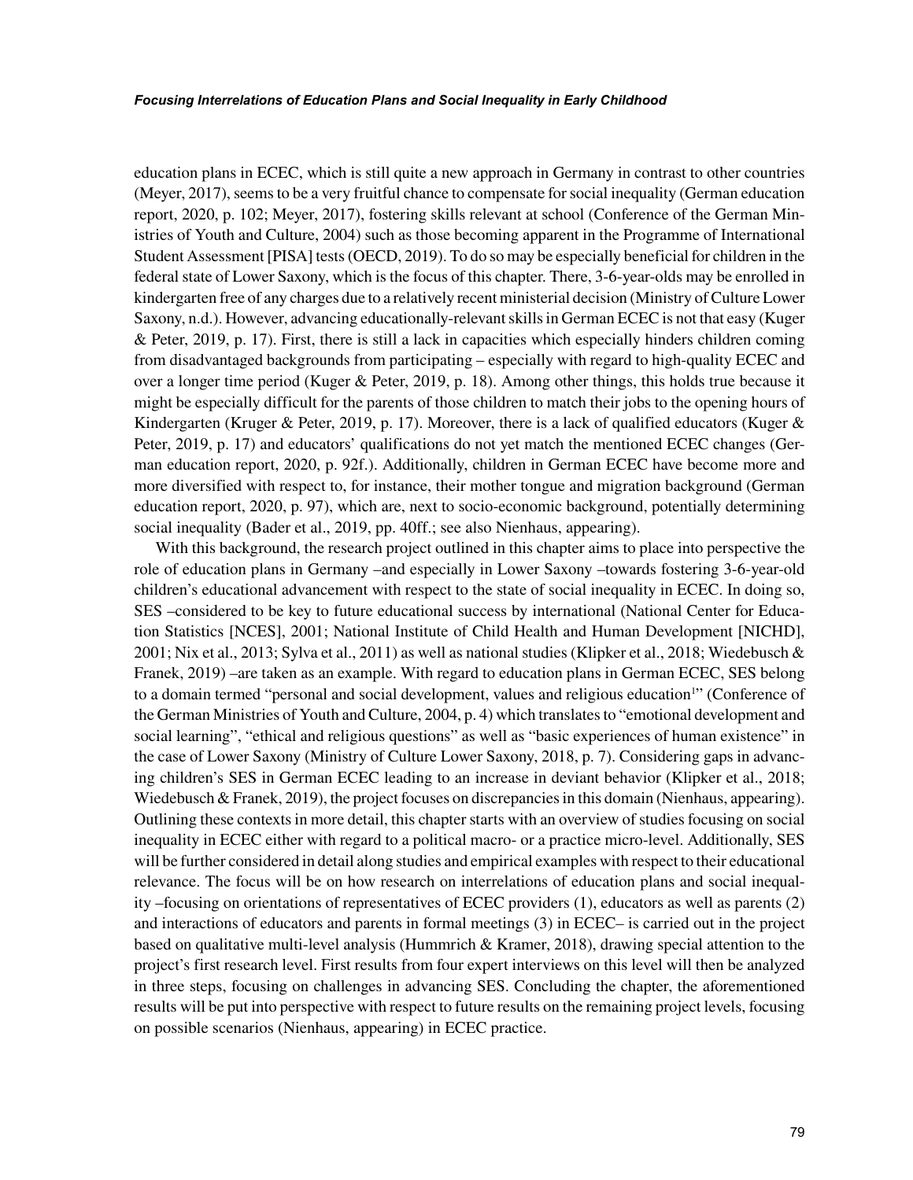education plans in ECEC, which is still quite a new approach in Germany in contrast to other countries (Meyer, 2017), seems to be a very fruitful chance to compensate for social inequality (German education report, 2020, p. 102; Meyer, 2017), fostering skills relevant at school (Conference of the German Ministries of Youth and Culture, 2004) such as those becoming apparent in the Programme of International Student Assessment [PISA] tests (OECD, 2019). To do so may be especially beneficial for children in the federal state of Lower Saxony, which is the focus of this chapter. There, 3-6-year-olds may be enrolled in kindergarten free of any charges due to a relatively recent ministerial decision (Ministry of Culture Lower Saxony, n.d.). However, advancing educationally-relevant skills in German ECEC is not that easy (Kuger & Peter, 2019, p. 17). First, there is still a lack in capacities which especially hinders children coming from disadvantaged backgrounds from participating – especially with regard to high-quality ECEC and over a longer time period (Kuger & Peter, 2019, p. 18). Among other things, this holds true because it might be especially difficult for the parents of those children to match their jobs to the opening hours of Kindergarten (Kruger & Peter, 2019, p. 17). Moreover, there is a lack of qualified educators (Kuger & Peter, 2019, p. 17) and educators' qualifications do not yet match the mentioned ECEC changes (German education report, 2020, p. 92f.). Additionally, children in German ECEC have become more and more diversified with respect to, for instance, their mother tongue and migration background (German education report, 2020, p. 97), which are, next to socio-economic background, potentially determining social inequality (Bader et al., 2019, pp. 40ff.; see also Nienhaus, appearing).

With this background, the research project outlined in this chapter aims to place into perspective the role of education plans in Germany –and especially in Lower Saxony –towards fostering 3-6-year-old children's educational advancement with respect to the state of social inequality in ECEC. In doing so, SES –considered to be key to future educational success by international (National Center for Education Statistics [NCES], 2001; National Institute of Child Health and Human Development [NICHD], 2001; Nix et al., 2013; Sylva et al., 2011) as well as national studies (Klipker et al., 2018; Wiedebusch & Franek, 2019) –are taken as an example. With regard to education plans in German ECEC, SES belong to a domain termed "personal and social development, values and religious education[1]" (Conference of the German Ministries of Youth and Culture, 2004, p. 4) which translates to "emotional development and social learning", "ethical and religious questions" as well as "basic experiences of human existence" in the case of Lower Saxony (Ministry of Culture Lower Saxony, 2018, p. 7). Considering gaps in advancing children's SES in German ECEC leading to an increase in deviant behavior (Klipker et al., 2018; Wiedebusch & Franek, 2019), the project focuses on discrepancies in this domain (Nienhaus, appearing). Outlining these contexts in more detail, this chapter starts with an overview of studies focusing on social inequality in ECEC either with regard to a political macro- or a practice micro-level. Additionally, SES will be further considered in detail along studies and empirical examples with respect to their educational relevance. The focus will be on how research on interrelations of education plans and social inequality –focusing on orientations of representatives of ECEC providers (1), educators as well as parents (2) and interactions of educators and parents in formal meetings (3) in ECEC– is carried out in the project based on qualitative multi-level analysis (Hummrich & Kramer, 2018), drawing special attention to the project's first research level. First results from four expert interviews on this level will then be analyzed in three steps, focusing on challenges in advancing SES. Concluding the chapter, the aforementioned results will be put into perspective with respect to future results on the remaining project levels, focusing on possible scenarios (Nienhaus, appearing) in ECEC practice.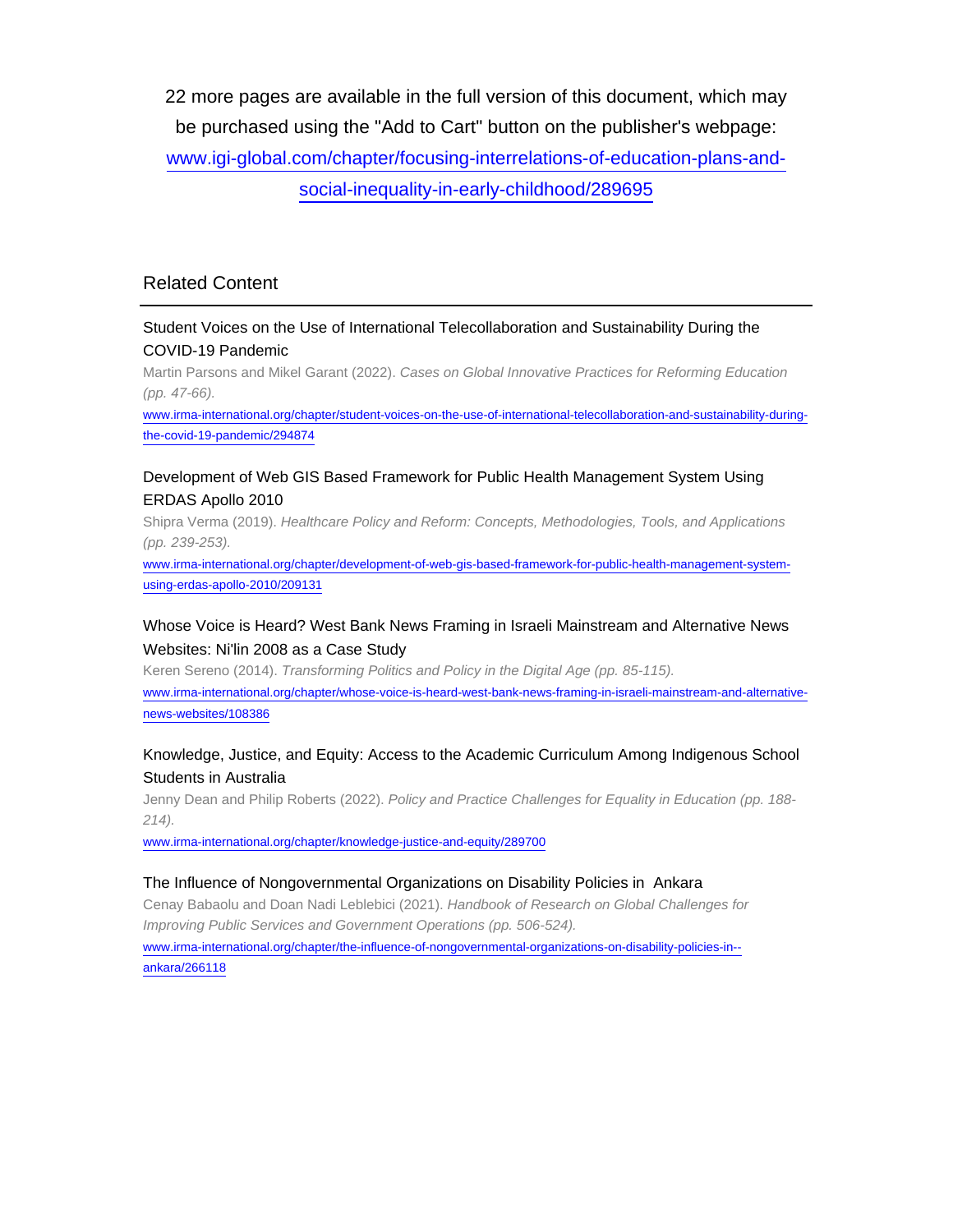22 more pages are available in the full version of this document, which may be purchased using the "Add to Cart" button on the publisher's webpage: [www.igi-global.com/chapter/focusing-interrelations-of-education-plans-and-social-inequality-in-early-childhood/289695](www.igi-global.com/chapter/focusing-interrelations-of-education-plans-and-social-inequality-in-early-childhood/289695)

## Related Content

Student Voices on the Use of International Telecollaboration and Sustainability During the COVID-19 Pandemic
Martin Parsons and Mikel Garant (2022). *Cases on Global Innovative Practices for Reforming Education (pp. 47-66).*
[www.irma-international.org/chapter/student-voices-on-the-use-of-international-telecollaboration-and-sustainability-during-the-covid-19-pandemic/294874](www.irma-international.org/chapter/student-voices-on-the-use-of-international-telecollaboration-and-sustainability-during-the-covid-19-pandemic/294874)

Development of Web GIS Based Framework for Public Health Management System Using ERDAS Apollo 2010
Shipra Verma (2019). *Healthcare Policy and Reform: Concepts, Methodologies, Tools, and Applications (pp. 239-253).*
[www.irma-international.org/chapter/development-of-web-gis-based-framework-for-public-health-management-system-using-erdas-apollo-2010/209131](www.irma-international.org/chapter/development-of-web-gis-based-framework-for-public-health-management-system-using-erdas-apollo-2010/209131)

Whose Voice is Heard? West Bank News Framing in Israeli Mainstream and Alternative News Websites: Ni'lin 2008 as a Case Study
Keren Sereno (2014). *Transforming Politics and Policy in the Digital Age (pp. 85-115).*
[www.irma-international.org/chapter/whose-voice-is-heard-west-bank-news-framing-in-israeli-mainstream-and-alternative-news-websites/108386](www.irma-international.org/chapter/whose-voice-is-heard-west-bank-news-framing-in-israeli-mainstream-and-alternative-news-websites/108386)

Knowledge, Justice, and Equity: Access to the Academic Curriculum Among Indigenous School Students in Australia
Jenny Dean and Philip Roberts (2022). *Policy and Practice Challenges for Equality in Education (pp. 188-214).*
[www.irma-international.org/chapter/knowledge-justice-and-equity/289700](www.irma-international.org/chapter/knowledge-justice-and-equity/289700)

The Influence of Nongovernmental Organizations on Disability Policies in  Ankara
Cenay Babaolu and Doan Nadi Leblebici (2021). *Handbook of Research on Global Challenges for Improving Public Services and Government Operations (pp. 506-524).*
[www.irma-international.org/chapter/the-influence-of-nongovernmental-organizations-on-disability-policies-in--ankara/266118](www.irma-international.org/chapter/the-influence-of-nongovernmental-organizations-on-disability-policies-in--ankara/266118)